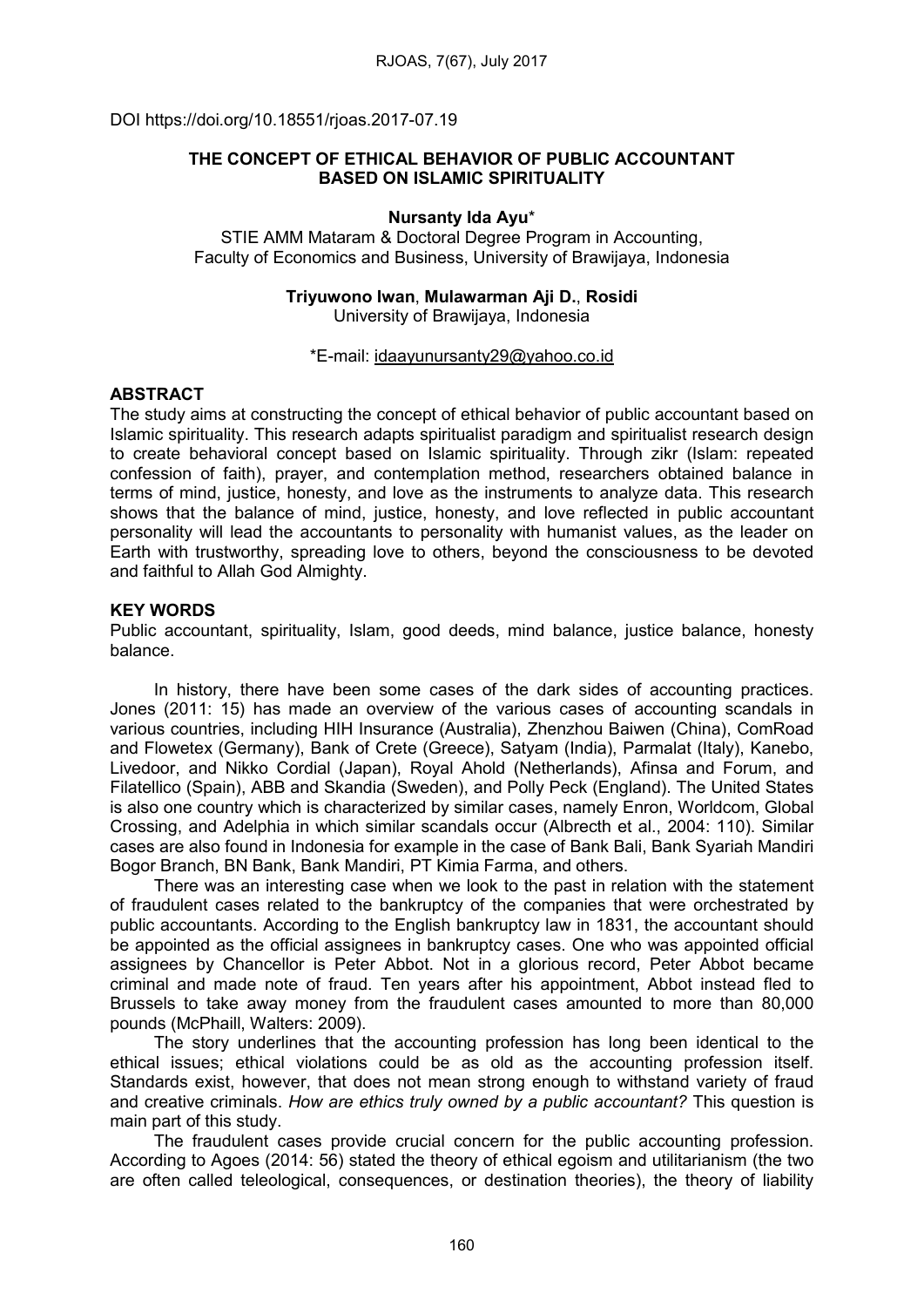DOI https://doi.org/10.18551/rjoas.2017-07.19

# THE CONCEPT OF ETHICAL BEHAVIOR OF PUBLIC ACCOUNTANT BASED ON ISLAMIC SPIRITUALITY

**Nursanty Ida Ayu***
STIE AMM Mataram & Doctoral Degree Program in Accounting,
Faculty of Economics and Business, University of Brawijaya, Indonesia

**Triyuwono Iwan**, **Mulawarman Aji D.**, **Rosidi**
University of Brawijaya, Indonesia

*E-mail: idaayunursanty29@yahoo.co.id

## ABSTRACT

The study aims at constructing the concept of ethical behavior of public accountant based on Islamic spirituality. This research adapts spiritualist paradigm and spiritualist research design to create behavioral concept based on Islamic spirituality. Through zikr (Islam: repeated confession of faith), prayer, and contemplation method, researchers obtained balance in terms of mind, justice, honesty, and love as the instruments to analyze data. This research shows that the balance of mind, justice, honesty, and love reflected in public accountant personality will lead the accountants to personality with humanist values, as the leader on Earth with trustworthy, spreading love to others, beyond the consciousness to be devoted and faithful to Allah God Almighty.

## KEY WORDS

Public accountant, spirituality, Islam, good deeds, mind balance, justice balance, honesty balance.

In history, there have been some cases of the dark sides of accounting practices. Jones (2011: 15) has made an overview of the various cases of accounting scandals in various countries, including HIH Insurance (Australia), Zhenzhou Baiwen (China), ComRoad and Flowetex (Germany), Bank of Crete (Greece), Satyam (India), Parmalat (Italy), Kanebo, Livedoor, and Nikko Cordial (Japan), Royal Ahold (Netherlands), Afinsa and Forum, and Filatellico (Spain), ABB and Skandia (Sweden), and Polly Peck (England). The United States is also one country which is characterized by similar cases, namely Enron, Worldcom, Global Crossing, and Adelphia in which similar scandals occur (Albrecth et al., 2004: 110). Similar cases are also found in Indonesia for example in the case of Bank Bali, Bank Syariah Mandiri Bogor Branch, BN Bank, Bank Mandiri, PT Kimia Farma, and others.

There was an interesting case when we look to the past in relation with the statement of fraudulent cases related to the bankruptcy of the companies that were orchestrated by public accountants. According to the English bankruptcy law in 1831, the accountant should be appointed as the official assignees in bankruptcy cases. One who was appointed official assignees by Chancellor is Peter Abbot. Not in a glorious record, Peter Abbot became criminal and made note of fraud. Ten years after his appointment, Abbot instead fled to Brussels to take away money from the fraudulent cases amounted to more than 80,000 pounds (McPhaill, Walters: 2009).

The story underlines that the accounting profession has long been identical to the ethical issues; ethical violations could be as old as the accounting profession itself. Standards exist, however, that does not mean strong enough to withstand variety of fraud and creative criminals. *How are ethics truly owned by a public accountant?* This question is main part of this study.

The fraudulent cases provide crucial concern for the public accounting profession. According to Agoes (2014: 56) stated the theory of ethical egoism and utilitarianism (the two are often called teleological, consequences, or destination theories), the theory of liability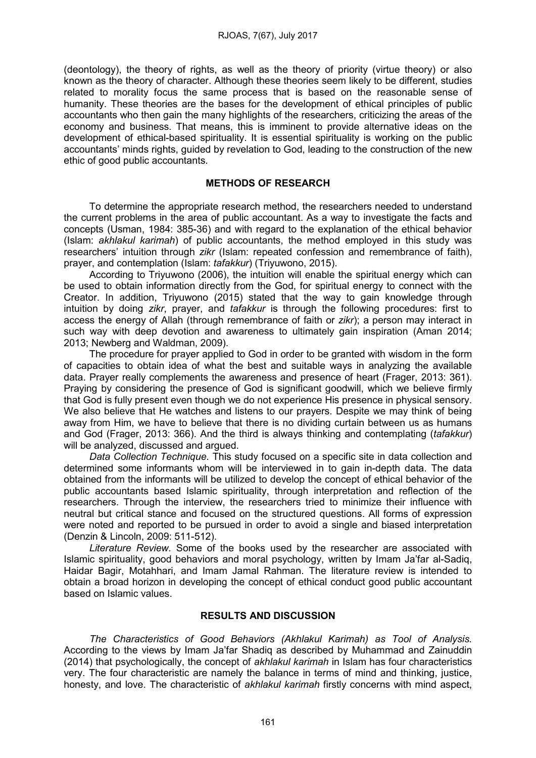(deontology), the theory of rights, as well as the theory of priority (virtue theory) or also known as the theory of character. Although these theories seem likely to be different, studies related to morality focus the same process that is based on the reasonable sense of humanity. These theories are the bases for the development of ethical principles of public accountants who then gain the many highlights of the researchers, criticizing the areas of the economy and business. That means, this is imminent to provide alternative ideas on the development of ethical-based spirituality. It is essential spirituality is working on the public accountants' minds rights, guided by revelation to God, leading to the construction of the new ethic of good public accountants.

## METHODS OF RESEARCH

To determine the appropriate research method, the researchers needed to understand the current problems in the area of public accountant. As a way to investigate the facts and concepts (Usman, 1984: 385-36) and with regard to the explanation of the ethical behavior (Islam: *akhlakul karimah*) of public accountants, the method employed in this study was researchers' intuition through *zikr* (Islam: repeated confession and remembrance of faith), prayer, and contemplation (Islam: *tafakkur*) (Triyuwono, 2015).

According to Triyuwono (2006), the intuition will enable the spiritual energy which can be used to obtain information directly from the God, for spiritual energy to connect with the Creator. In addition, Triyuwono (2015) stated that the way to gain knowledge through intuition by doing *zikr*, prayer, and *tafakkur* is through the following procedures: first to access the energy of Allah (through remembrance of faith or *zikr*); a person may interact in such way with deep devotion and awareness to ultimately gain inspiration (Aman 2014; 2013; Newberg and Waldman, 2009).

The procedure for prayer applied to God in order to be granted with wisdom in the form of capacities to obtain idea of what the best and suitable ways in analyzing the available data. Prayer really complements the awareness and presence of heart (Frager, 2013: 361). Praying by considering the presence of God is significant goodwill, which we believe firmly that God is fully present even though we do not experience His presence in physical sensory. We also believe that He watches and listens to our prayers. Despite we may think of being away from Him, we have to believe that there is no dividing curtain between us as humans and God (Frager, 2013: 366). And the third is always thinking and contemplating (*tafakkur*) will be analyzed, discussed and argued.

*Data Collection Technique.* This study focused on a specific site in data collection and determined some informants whom will be interviewed in to gain in-depth data. The data obtained from the informants will be utilized to develop the concept of ethical behavior of the public accountants based Islamic spirituality, through interpretation and reflection of the researchers. Through the interview, the researchers tried to minimize their influence with neutral but critical stance and focused on the structured questions. All forms of expression were noted and reported to be pursued in order to avoid a single and biased interpretation (Denzin & Lincoln, 2009: 511-512).

*Literature Review.* Some of the books used by the researcher are associated with Islamic spirituality, good behaviors and moral psychology, written by Imam Ja'far al-Sadiq, Haidar Bagir, Motahhari, and Imam Jamal Rahman. The literature review is intended to obtain a broad horizon in developing the concept of ethical conduct good public accountant based on Islamic values.

## RESULTS AND DISCUSSION

*The Characteristics of Good Behaviors (Akhlakul Karimah) as Tool of Analysis.* According to the views by Imam Ja'far Shadiq as described by Muhammad and Zainuddin (2014) that psychologically, the concept of *akhlakul karimah* in Islam has four characteristics very. The four characteristic are namely the balance in terms of mind and thinking, justice, honesty, and love. The characteristic of *akhlakul karimah* firstly concerns with mind aspect,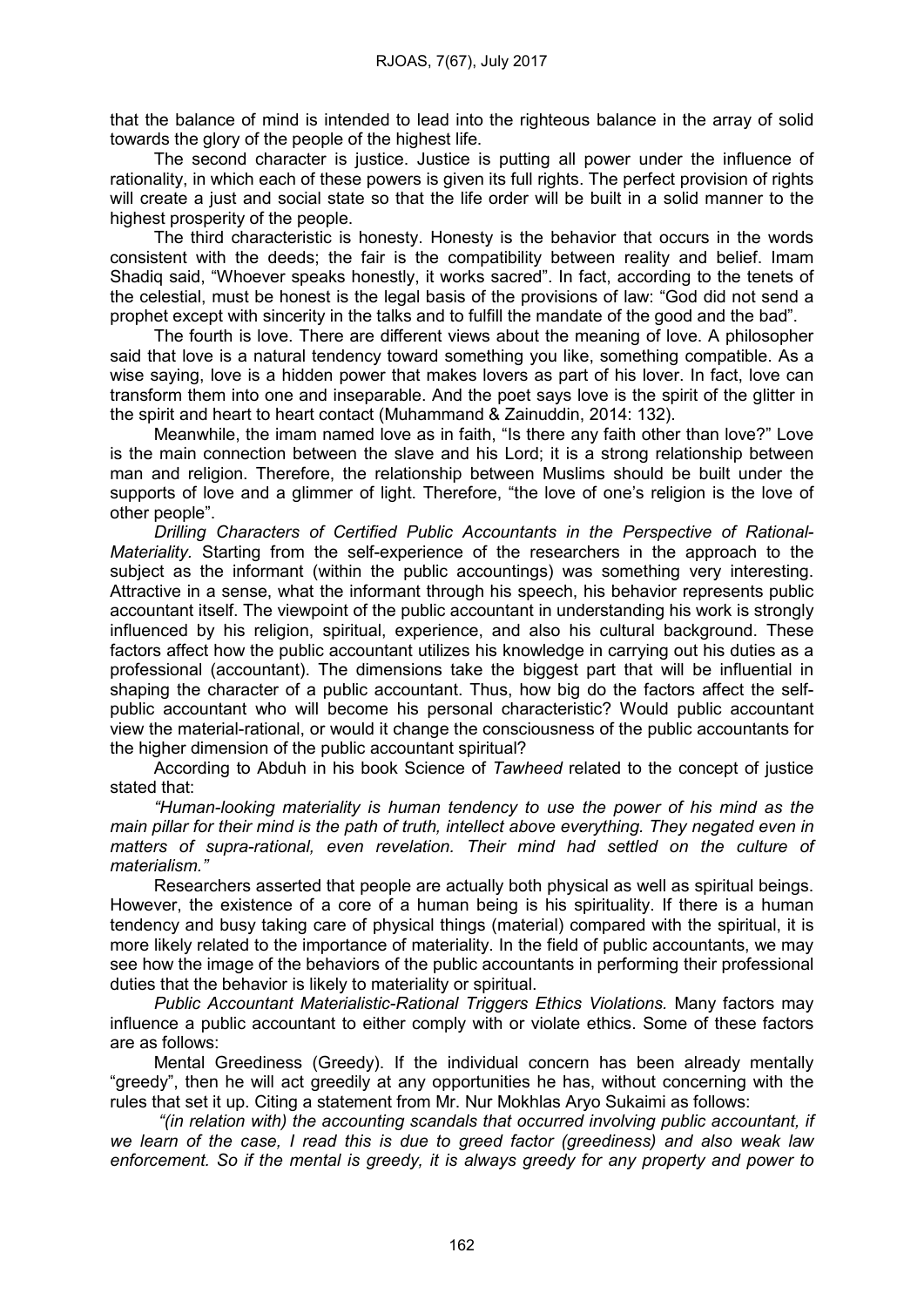that the balance of mind is intended to lead into the righteous balance in the array of solid towards the glory of the people of the highest life.

The second character is justice. Justice is putting all power under the influence of rationality, in which each of these powers is given its full rights. The perfect provision of rights will create a just and social state so that the life order will be built in a solid manner to the highest prosperity of the people.

The third characteristic is honesty. Honesty is the behavior that occurs in the words consistent with the deeds; the fair is the compatibility between reality and belief. Imam Shadiq said, "Whoever speaks honestly, it works sacred". In fact, according to the tenets of the celestial, must be honest is the legal basis of the provisions of law: "God did not send a prophet except with sincerity in the talks and to fulfill the mandate of the good and the bad".

The fourth is love. There are different views about the meaning of love. A philosopher said that love is a natural tendency toward something you like, something compatible. As a wise saying, love is a hidden power that makes lovers as part of his lover. In fact, love can transform them into one and inseparable. And the poet says love is the spirit of the glitter in the spirit and heart to heart contact (Muhammand & Zainuddin, 2014: 132).

Meanwhile, the imam named love as in faith, "Is there any faith other than love?" Love is the main connection between the slave and his Lord; it is a strong relationship between man and religion. Therefore, the relationship between Muslims should be built under the supports of love and a glimmer of light. Therefore, "the love of one's religion is the love of other people".

*Drilling Characters of Certified Public Accountants in the Perspective of Rational-Materiality.* Starting from the self-experience of the researchers in the approach to the subject as the informant (within the public accountings) was something very interesting. Attractive in a sense, what the informant through his speech, his behavior represents public accountant itself. The viewpoint of the public accountant in understanding his work is strongly influenced by his religion, spiritual, experience, and also his cultural background. These factors affect how the public accountant utilizes his knowledge in carrying out his duties as a professional (accountant). The dimensions take the biggest part that will be influential in shaping the character of a public accountant. Thus, how big do the factors affect the self-public accountant who will become his personal characteristic? Would public accountant view the material-rational, or would it change the consciousness of the public accountants for the higher dimension of the public accountant spiritual?

According to Abduh in his book Science of *Tawheed* related to the concept of justice stated that:

*"Human-looking materiality is human tendency to use the power of his mind as the main pillar for their mind is the path of truth, intellect above everything. They negated even in matters of supra-rational, even revelation. Their mind had settled on the culture of materialism."*

Researchers asserted that people are actually both physical as well as spiritual beings. However, the existence of a core of a human being is his spirituality. If there is a human tendency and busy taking care of physical things (material) compared with the spiritual, it is more likely related to the importance of materiality. In the field of public accountants, we may see how the image of the behaviors of the public accountants in performing their professional duties that the behavior is likely to materiality or spiritual.

*Public Accountant Materialistic-Rational Triggers Ethics Violations.* Many factors may influence a public accountant to either comply with or violate ethics. Some of these factors are as follows:

Mental Greediness (Greedy). If the individual concern has been already mentally "greedy", then he will act greedily at any opportunities he has, without concerning with the rules that set it up. Citing a statement from Mr. Nur Mokhlas Aryo Sukaimi as follows:

*"(in relation with) the accounting scandals that occurred involving public accountant, if we learn of the case, I read this is due to greed factor (greediness) and also weak law enforcement. So if the mental is greedy, it is always greedy for any property and power to*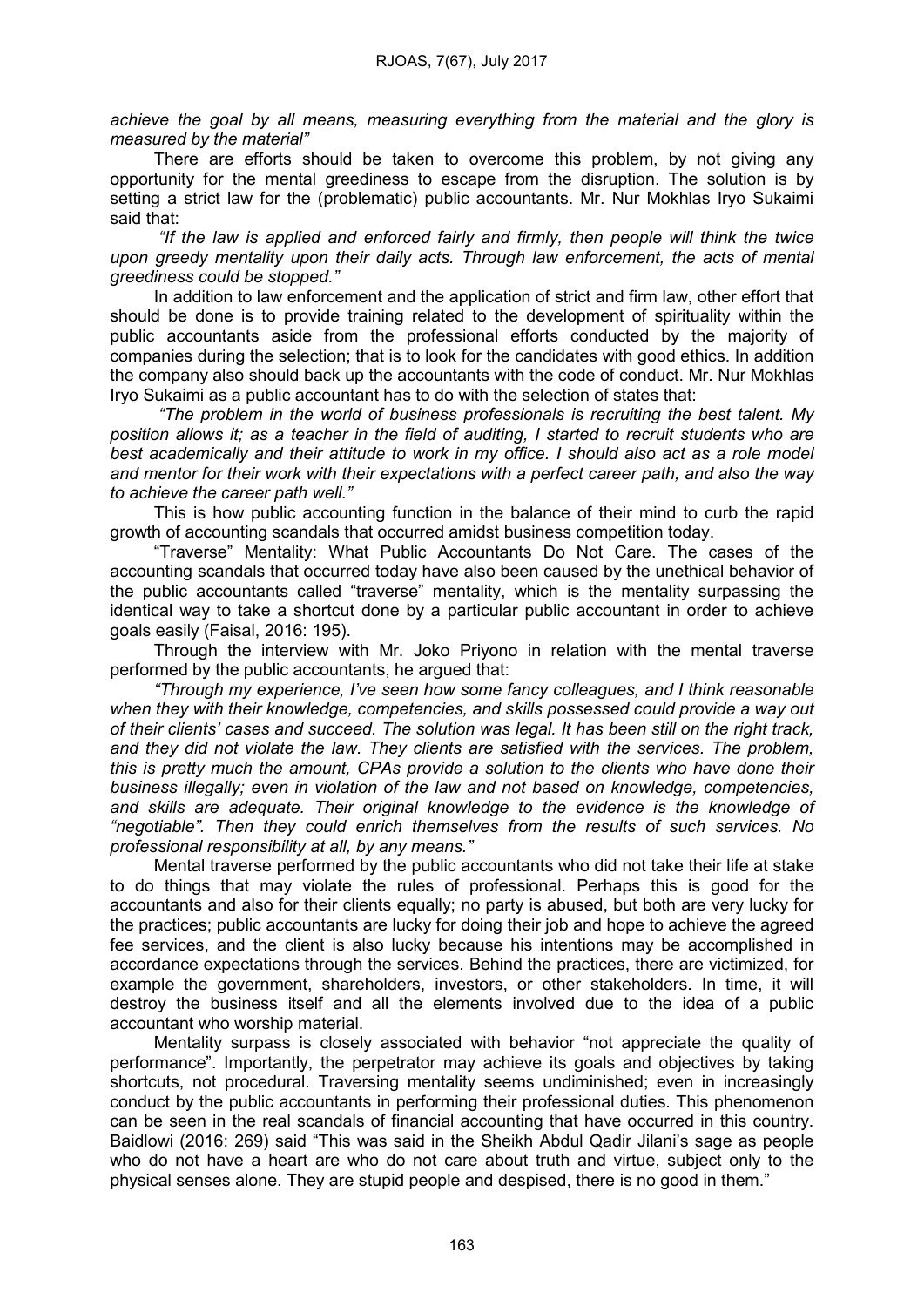*achieve the goal by all means, measuring everything from the material and the glory is measured by the material"*

There are efforts should be taken to overcome this problem, by not giving any opportunity for the mental greediness to escape from the disruption. The solution is by setting a strict law for the (problematic) public accountants. Mr. Nur Mokhlas Iryo Sukaimi said that:

*"If the law is applied and enforced fairly and firmly, then people will think the twice upon greedy mentality upon their daily acts. Through law enforcement, the acts of mental greediness could be stopped."*

In addition to law enforcement and the application of strict and firm law, other effort that should be done is to provide training related to the development of spirituality within the public accountants aside from the professional efforts conducted by the majority of companies during the selection; that is to look for the candidates with good ethics. In addition the company also should back up the accountants with the code of conduct. Mr. Nur Mokhlas Iryo Sukaimi as a public accountant has to do with the selection of states that:

*"The problem in the world of business professionals is recruiting the best talent. My position allows it; as a teacher in the field of auditing, I started to recruit students who are best academically and their attitude to work in my office. I should also act as a role model and mentor for their work with their expectations with a perfect career path, and also the way to achieve the career path well."*

This is how public accounting function in the balance of their mind to curb the rapid growth of accounting scandals that occurred amidst business competition today.

"Traverse" Mentality: What Public Accountants Do Not Care. The cases of the accounting scandals that occurred today have also been caused by the unethical behavior of the public accountants called "traverse" mentality, which is the mentality surpassing the identical way to take a shortcut done by a particular public accountant in order to achieve goals easily (Faisal, 2016: 195).

Through the interview with Mr. Joko Priyono in relation with the mental traverse performed by the public accountants, he argued that:

*"Through my experience, I've seen how some fancy colleagues, and I think reasonable when they with their knowledge, competencies, and skills possessed could provide a way out of their clients' cases and succeed. The solution was legal. It has been still on the right track, and they did not violate the law. They clients are satisfied with the services. The problem, this is pretty much the amount, CPAs provide a solution to the clients who have done their business illegally; even in violation of the law and not based on knowledge, competencies, and skills are adequate. Their original knowledge to the evidence is the knowledge of "negotiable". Then they could enrich themselves from the results of such services. No professional responsibility at all, by any means."*

Mental traverse performed by the public accountants who did not take their life at stake to do things that may violate the rules of professional. Perhaps this is good for the accountants and also for their clients equally; no party is abused, but both are very lucky for the practices; public accountants are lucky for doing their job and hope to achieve the agreed fee services, and the client is also lucky because his intentions may be accomplished in accordance expectations through the services. Behind the practices, there are victimized, for example the government, shareholders, investors, or other stakeholders. In time, it will destroy the business itself and all the elements involved due to the idea of a public accountant who worship material.

Mentality surpass is closely associated with behavior "not appreciate the quality of performance". Importantly, the perpetrator may achieve its goals and objectives by taking shortcuts, not procedural. Traversing mentality seems undiminished; even in increasingly conduct by the public accountants in performing their professional duties. This phenomenon can be seen in the real scandals of financial accounting that have occurred in this country. Baidlowi (2016: 269) said "This was said in the Sheikh Abdul Qadir Jilani's sage as people who do not have a heart are who do not care about truth and virtue, subject only to the physical senses alone. They are stupid people and despised, there is no good in them."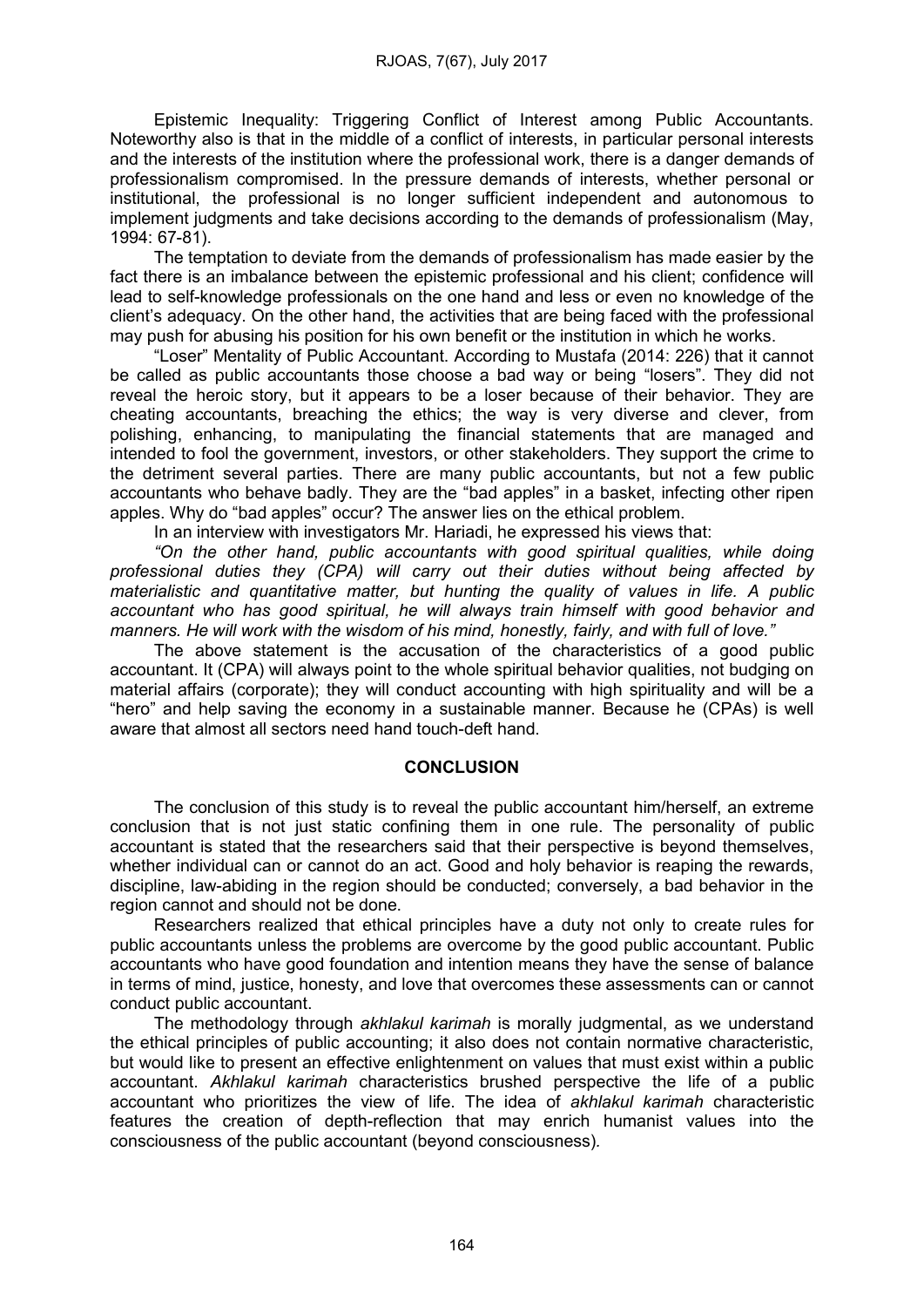Epistemic Inequality: Triggering Conflict of Interest among Public Accountants. Noteworthy also is that in the middle of a conflict of interests, in particular personal interests and the interests of the institution where the professional work, there is a danger demands of professionalism compromised. In the pressure demands of interests, whether personal or institutional, the professional is no longer sufficient independent and autonomous to implement judgments and take decisions according to the demands of professionalism (May, 1994: 67-81).

The temptation to deviate from the demands of professionalism has made easier by the fact there is an imbalance between the epistemic professional and his client; confidence will lead to self-knowledge professionals on the one hand and less or even no knowledge of the client's adequacy. On the other hand, the activities that are being faced with the professional may push for abusing his position for his own benefit or the institution in which he works.

"Loser" Mentality of Public Accountant. According to Mustafa (2014: 226) that it cannot be called as public accountants those choose a bad way or being "losers". They did not reveal the heroic story, but it appears to be a loser because of their behavior. They are cheating accountants, breaching the ethics; the way is very diverse and clever, from polishing, enhancing, to manipulating the financial statements that are managed and intended to fool the government, investors, or other stakeholders. They support the crime to the detriment several parties. There are many public accountants, but not a few public accountants who behave badly. They are the "bad apples" in a basket, infecting other ripen apples. Why do "bad apples" occur? The answer lies on the ethical problem.

In an interview with investigators Mr. Hariadi, he expressed his views that:

*"On the other hand, public accountants with good spiritual qualities, while doing professional duties they (CPA) will carry out their duties without being affected by materialistic and quantitative matter, but hunting the quality of values in life. A public accountant who has good spiritual, he will always train himself with good behavior and manners. He will work with the wisdom of his mind, honestly, fairly, and with full of love."*

The above statement is the accusation of the characteristics of a good public accountant. It (CPA) will always point to the whole spiritual behavior qualities, not budging on material affairs (corporate); they will conduct accounting with high spirituality and will be a "hero" and help saving the economy in a sustainable manner. Because he (CPAs) is well aware that almost all sectors need hand touch-deft hand.

## CONCLUSION

The conclusion of this study is to reveal the public accountant him/herself, an extreme conclusion that is not just static confining them in one rule. The personality of public accountant is stated that the researchers said that their perspective is beyond themselves, whether individual can or cannot do an act. Good and holy behavior is reaping the rewards, discipline, law-abiding in the region should be conducted; conversely, a bad behavior in the region cannot and should not be done.

Researchers realized that ethical principles have a duty not only to create rules for public accountants unless the problems are overcome by the good public accountant. Public accountants who have good foundation and intention means they have the sense of balance in terms of mind, justice, honesty, and love that overcomes these assessments can or cannot conduct public accountant.

The methodology through *akhlakul karimah* is morally judgmental, as we understand the ethical principles of public accounting; it also does not contain normative characteristic, but would like to present an effective enlightenment on values that must exist within a public accountant. *Akhlakul karimah* characteristics brushed perspective the life of a public accountant who prioritizes the view of life. The idea of *akhlakul karimah* characteristic features the creation of depth-reflection that may enrich humanist values into the consciousness of the public accountant (beyond consciousness).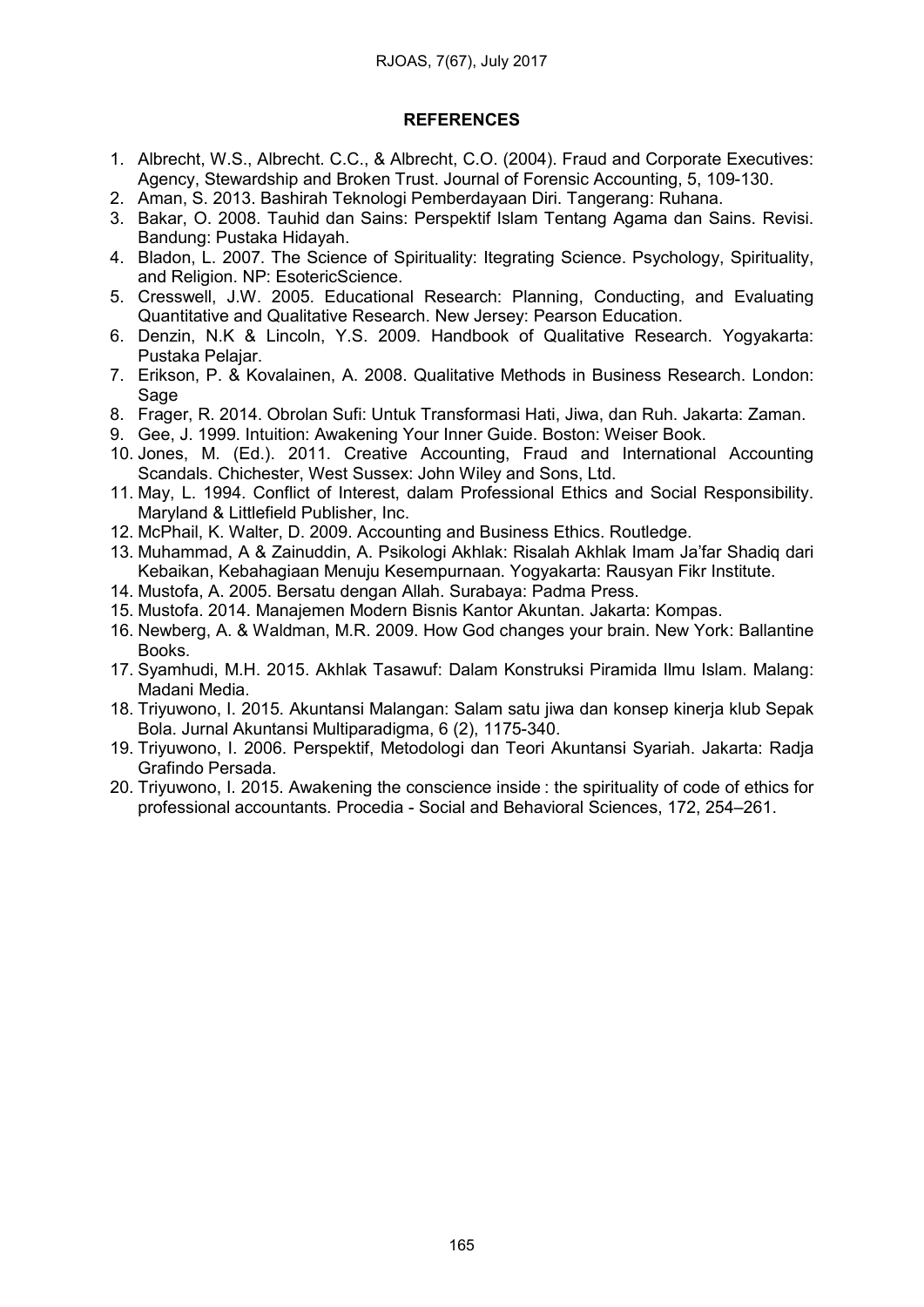## REFERENCES

1. Albrecht, W.S., Albrecht. C.C., & Albrecht, C.O. (2004). Fraud and Corporate Executives: Agency, Stewardship and Broken Trust. Journal of Forensic Accounting, 5, 109-130.
2. Aman, S. 2013. Bashirah Teknologi Pemberdayaan Diri. Tangerang: Ruhana.
3. Bakar, O. 2008. Tauhid dan Sains: Perspektif Islam Tentang Agama dan Sains. Revisi. Bandung: Pustaka Hidayah.
4. Bladon, L. 2007. The Science of Spirituality: Itegrating Science. Psychology, Spirituality, and Religion. NP: EsotericScience.
5. Cresswell, J.W. 2005. Educational Research: Planning, Conducting, and Evaluating Quantitative and Qualitative Research. New Jersey: Pearson Education.
6. Denzin, N.K & Lincoln, Y.S. 2009. Handbook of Qualitative Research. Yogyakarta: Pustaka Pelajar.
7. Erikson, P. & Kovalainen, A. 2008. Qualitative Methods in Business Research. London: Sage
8. Frager, R. 2014. Obrolan Sufi: Untuk Transformasi Hati, Jiwa, dan Ruh. Jakarta: Zaman.
9. Gee, J. 1999. Intuition: Awakening Your Inner Guide. Boston: Weiser Book.
10. Jones, M. (Ed.). 2011. Creative Accounting, Fraud and International Accounting Scandals. Chichester, West Sussex: John Wiley and Sons, Ltd.
11. May, L. 1994. Conflict of Interest, dalam Professional Ethics and Social Responsibility. Maryland & Littlefield Publisher, Inc.
12. McPhail, K. Walter, D. 2009. Accounting and Business Ethics. Routledge.
13. Muhammad, A & Zainuddin, A. Psikologi Akhlak: Risalah Akhlak Imam Ja'far Shadiq dari Kebaikan, Kebahagiaan Menuju Kesempurnaan. Yogyakarta: Rausyan Fikr Institute.
14. Mustofa, A. 2005. Bersatu dengan Allah. Surabaya: Padma Press.
15. Mustofa. 2014. Manajemen Modern Bisnis Kantor Akuntan. Jakarta: Kompas.
16. Newberg, A. & Waldman, M.R. 2009. How God changes your brain. New York: Ballantine Books.
17. Syamhudi, M.H. 2015. Akhlak Tasawuf: Dalam Konstruksi Piramida Ilmu Islam. Malang: Madani Media.
18. Triyuwono, I. 2015. Akuntansi Malangan: Salam satu jiwa dan konsep kinerja klub Sepak Bola. Jurnal Akuntansi Multiparadigma, 6 (2), 1175-340.
19. Triyuwono, I. 2006. Perspektif, Metodologi dan Teori Akuntansi Syariah. Jakarta: Radja Grafindo Persada.
20. Triyuwono, I. 2015. Awakening the conscience inside : the spirituality of code of ethics for professional accountants. Procedia - Social and Behavioral Sciences, 172, 254–261.